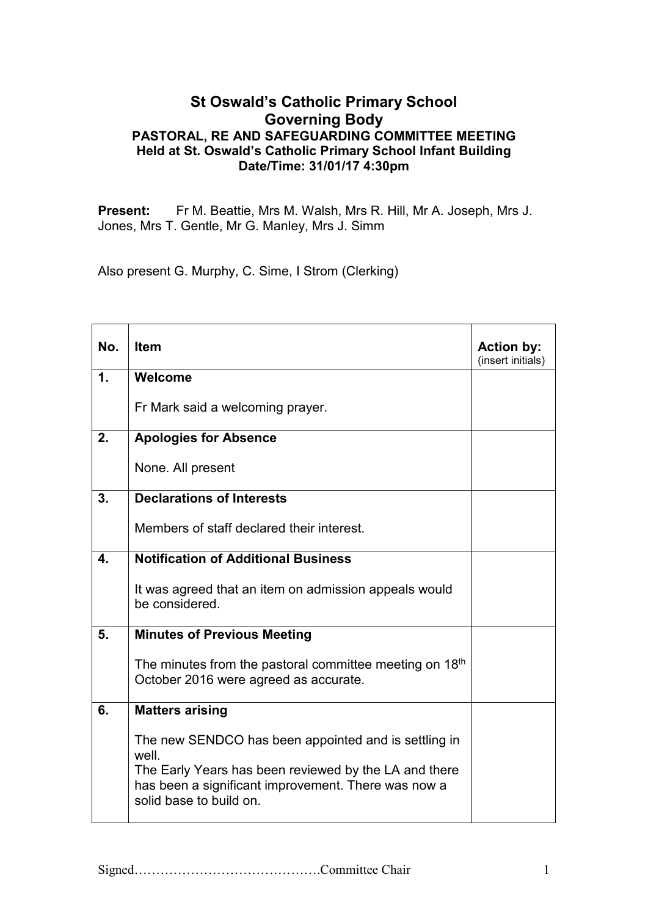# St Oswald's Catholic Primary School
# Governing Body

### PASTORAL, RE AND SAFEGUARDING COMMITTEE MEETING
### Held at St. Oswald's Catholic Primary School Infant Building
### Date/Time: 31/01/17 4:30pm

**Present:** Fr M. Beattie, Mrs M. Walsh, Mrs R. Hill, Mr A. Joseph, Mrs J. Jones, Mrs T. Gentle, Mr G. Manley, Mrs J. Simm

Also present G. Murphy, C. Sime, I Strom (Clerking)

| No. | Item | Action by: (insert initials) |
|---|---|---|
| 1. | **Welcome**<br><br>Fr Mark said a welcoming prayer. | |
| 2. | **Apologies for Absence**<br><br>None. All present | |
| 3. | **Declarations of Interests**<br><br>Members of staff declared their interest. | |
| 4. | **Notification of Additional Business**<br><br>It was agreed that an item on admission appeals would be considered. | |
| 5. | **Minutes of Previous Meeting**<br><br>The minutes from the pastoral committee meeting on 18th October 2016 were agreed as accurate. | |
| 6. | **Matters arising**<br><br>The new SENDCO has been appointed and is settling in well.<br>The Early Years has been reviewed by the LA and there has been a significant improvement. There was now a solid base to build on. | |

Signed…………………………………….Committee Chair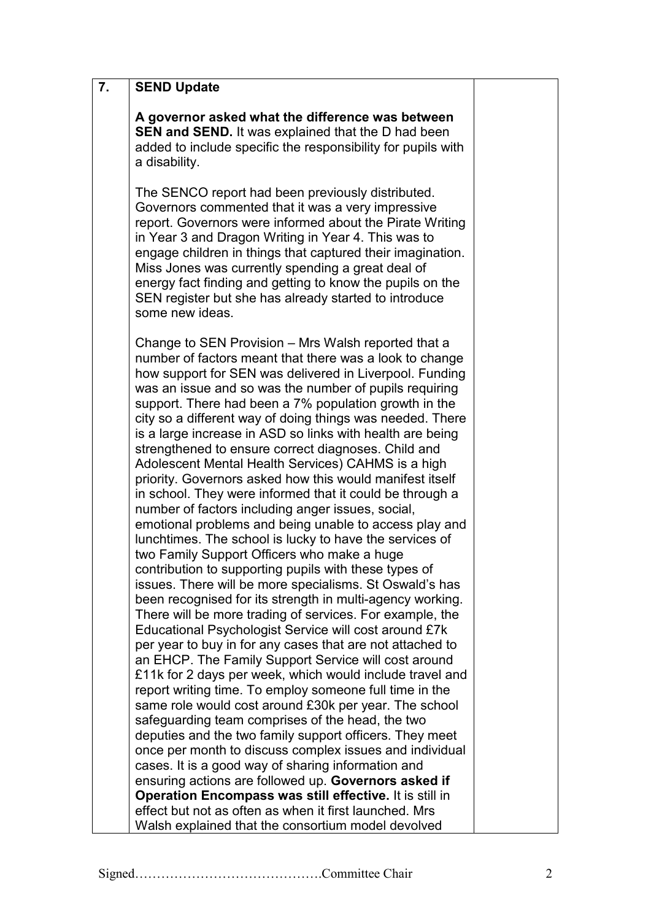| 7. | **SEND Update**<br><br>**A governor asked what the difference was between SEN and SEND.** It was explained that the D had been added to include specific the responsibility for pupils with a disability.<br><br>The SENCO report had been previously distributed. Governors commented that it was a very impressive report. Governors were informed about the Pirate Writing in Year 3 and Dragon Writing in Year 4. This was to engage children in things that captured their imagination. Miss Jones was currently spending a great deal of energy fact finding and getting to know the pupils on the SEN register but she has already started to introduce some new ideas.<br><br>Change to SEN Provision – Mrs Walsh reported that a number of factors meant that there was a look to change how support for SEN was delivered in Liverpool. Funding was an issue and so was the number of pupils requiring support. There had been a 7% population growth in the city so a different way of doing things was needed. There is a large increase in ASD so links with health are being strengthened to ensure correct diagnoses. Child and Adolescent Mental Health Services) CAHMS is a high priority. Governors asked how this would manifest itself in school. They were informed that it could be through a number of factors including anger issues, social, emotional problems and being unable to access play and lunchtimes. The school is lucky to have the services of two Family Support Officers who make a huge contribution to supporting pupils with these types of issues. There will be more specialisms. St Oswald's has been recognised for its strength in multi-agency working. There will be more trading of services. For example, the Educational Psychologist Service will cost around £7k per year to buy in for any cases that are not attached to an EHCP. The Family Support Service will cost around £11k for 2 days per week, which would include travel and report writing time. To employ someone full time in the same role would cost around £30k per year. The school safeguarding team comprises of the head, the two deputies and the two family support officers. They meet once per month to discuss complex issues and individual cases. It is a good way of sharing information and ensuring actions are followed up. **Governors asked if Operation Encompass was still effective.** It is still in effect but not as often as when it first launched. Mrs Walsh explained that the consortium model devolved | |

Signed…………………………………….Committee Chair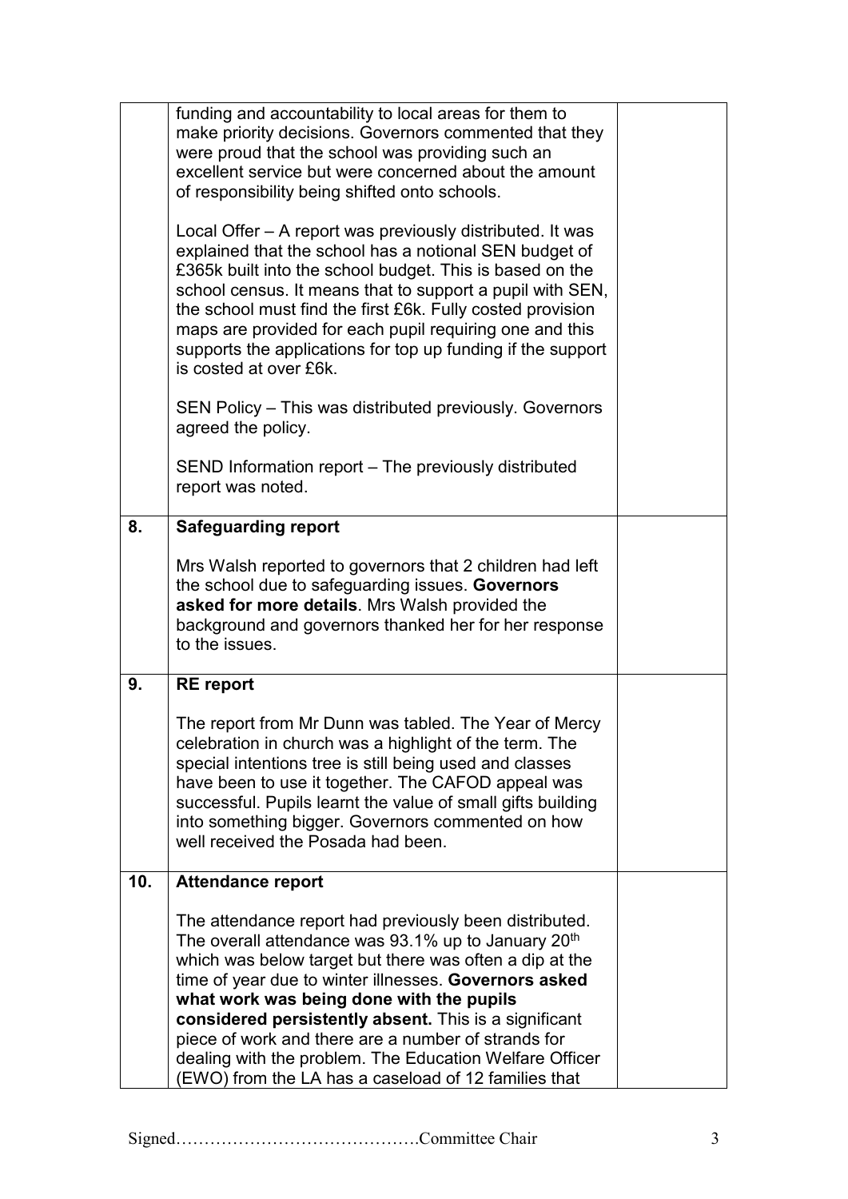| | | |
|---|---|---|
| | funding and accountability to local areas for them to make priority decisions. Governors commented that they were proud that the school was providing such an excellent service but were concerned about the amount of responsibility being shifted onto schools.<br><br>Local Offer – A report was previously distributed. It was explained that the school has a notional SEN budget of £365k built into the school budget. This is based on the school census. It means that to support a pupil with SEN, the school must find the first £6k. Fully costed provision maps are provided for each pupil requiring one and this supports the applications for top up funding if the support is costed at over £6k.<br><br>SEN Policy – This was distributed previously. Governors agreed the policy.<br><br>SEND Information report – The previously distributed report was noted. | |
| **8.** | **Safeguarding report**<br><br>Mrs Walsh reported to governors that 2 children had left the school due to safeguarding issues. **Governors asked for more details**. Mrs Walsh provided the background and governors thanked her for her response to the issues. | |
| **9.** | **RE report**<br><br>The report from Mr Dunn was tabled. The Year of Mercy celebration in church was a highlight of the term. The special intentions tree is still being used and classes have been to use it together. The CAFOD appeal was successful. Pupils learnt the value of small gifts building into something bigger. Governors commented on how well received the Posada had been. | |
| **10.** | **Attendance report**<br><br>The attendance report had previously been distributed. The overall attendance was 93.1% up to January 20th which was below target but there was often a dip at the time of year due to winter illnesses. **Governors asked what work was being done with the pupils considered persistently absent.** This is a significant piece of work and there are a number of strands for dealing with the problem. The Education Welfare Officer (EWO) from the LA has a caseload of 12 families that | |

Signed…………………………………….Committee Chair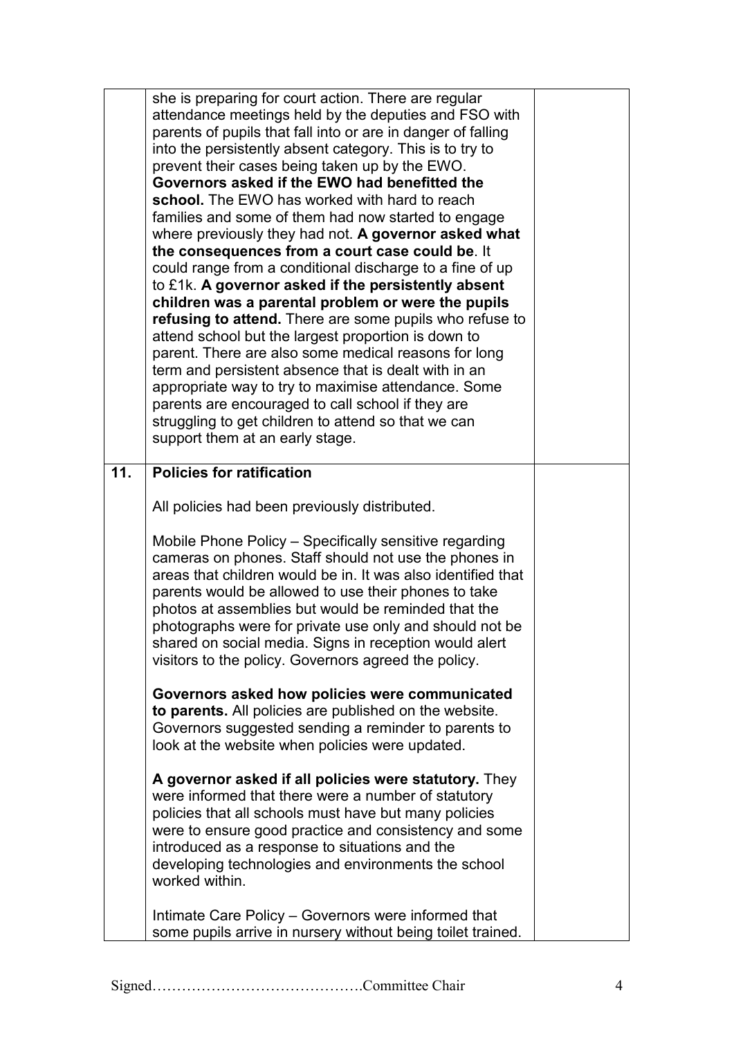| | | |
|---|---|---|
| | she is preparing for court action. There are regular attendance meetings held by the deputies and FSO with parents of pupils that fall into or are in danger of falling into the persistently absent category. This is to try to prevent their cases being taken up by the EWO. **Governors asked if the EWO had benefitted the school.** The EWO has worked with hard to reach families and some of them had now started to engage where previously they had not. **A governor asked what the consequences from a court case could be**. It could range from a conditional discharge to a fine of up to £1k. **A governor asked if the persistently absent children was a parental problem or were the pupils refusing to attend.** There are some pupils who refuse to attend school but the largest proportion is down to parent. There are also some medical reasons for long term and persistent absence that is dealt with in an appropriate way to try to maximise attendance. Some parents are encouraged to call school if they are struggling to get children to attend so that we can support them at an early stage. | |
| **11.** | **Policies for ratification**<br><br>All policies had been previously distributed.<br><br>Mobile Phone Policy – Specifically sensitive regarding cameras on phones. Staff should not use the phones in areas that children would be in. It was also identified that parents would be allowed to use their phones to take photos at assemblies but would be reminded that the photographs were for private use only and should not be shared on social media. Signs in reception would alert visitors to the policy. Governors agreed the policy.<br><br>**Governors asked how policies were communicated to parents.** All policies are published on the website. Governors suggested sending a reminder to parents to look at the website when policies were updated.<br><br>**A governor asked if all policies were statutory.** They were informed that there were a number of statutory policies that all schools must have but many policies were to ensure good practice and consistency and some introduced as a response to situations and the developing technologies and environments the school worked within.<br><br>Intimate Care Policy – Governors were informed that some pupils arrive in nursery without being toilet trained. | |

Signed…………………………………….Committee Chair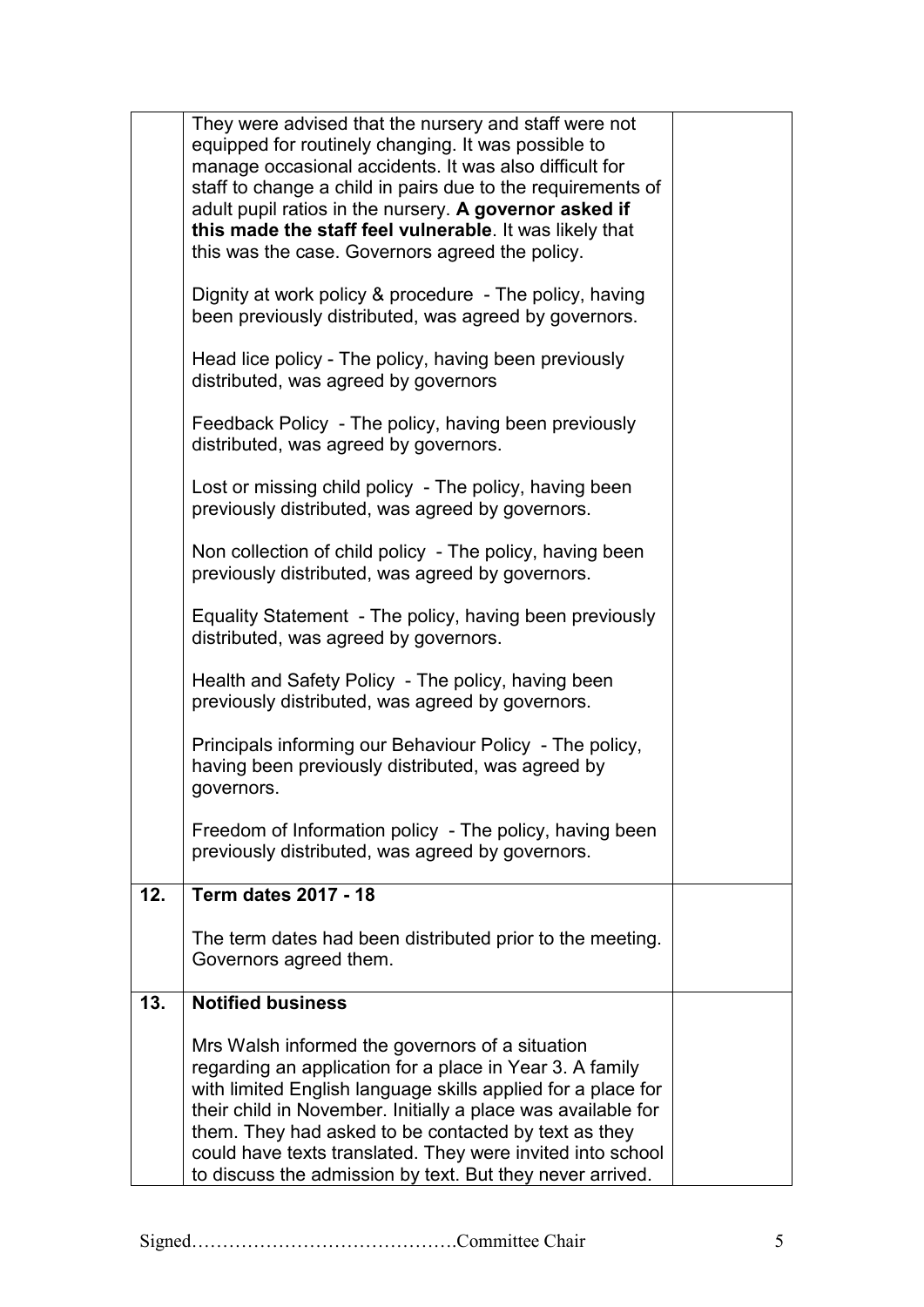| | | |
|---|---|---|
| | They were advised that the nursery and staff were not equipped for routinely changing. It was possible to manage occasional accidents. It was also difficult for staff to change a child in pairs due to the requirements of adult pupil ratios in the nursery. **A governor asked if this made the staff feel vulnerable**. It was likely that this was the case. Governors agreed the policy.<br><br>Dignity at work policy & procedure - The policy, having been previously distributed, was agreed by governors.<br><br>Head lice policy - The policy, having been previously distributed, was agreed by governors<br><br>Feedback Policy - The policy, having been previously distributed, was agreed by governors.<br><br>Lost or missing child policy - The policy, having been previously distributed, was agreed by governors.<br><br>Non collection of child policy - The policy, having been previously distributed, was agreed by governors.<br><br>Equality Statement - The policy, having been previously distributed, was agreed by governors.<br><br>Health and Safety Policy - The policy, having been previously distributed, was agreed by governors.<br><br>Principals informing our Behaviour Policy - The policy, having been previously distributed, was agreed by governors.<br><br>Freedom of Information policy - The policy, having been previously distributed, was agreed by governors. | |
| **12.** | **Term dates 2017 - 18**<br><br>The term dates had been distributed prior to the meeting. Governors agreed them. | |
| **13.** | **Notified business**<br><br>Mrs Walsh informed the governors of a situation regarding an application for a place in Year 3. A family with limited English language skills applied for a place for their child in November. Initially a place was available for them. They had asked to be contacted by text as they could have texts translated. They were invited into school to discuss the admission by text. But they never arrived. | |

Signed…………………………………….Committee Chair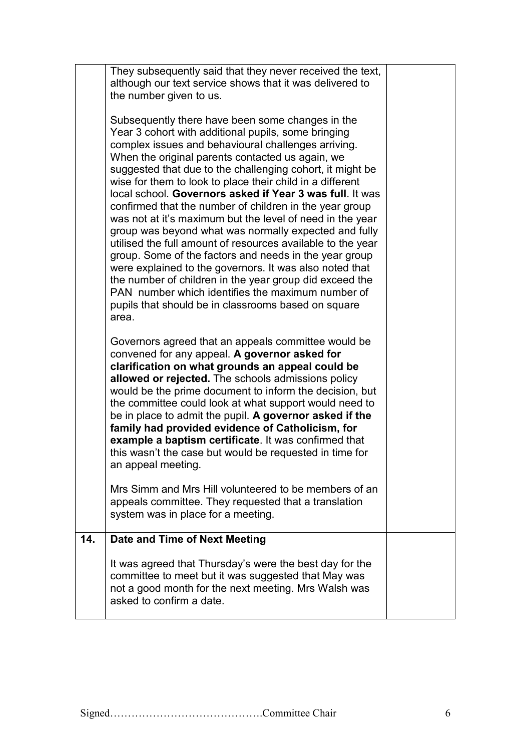| | | |
|---|---|---|
| | They subsequently said that they never received the text, although our text service shows that it was delivered to the number given to us.<br><br>Subsequently there have been some changes in the Year 3 cohort with additional pupils, some bringing complex issues and behavioural challenges arriving. When the original parents contacted us again, we suggested that due to the challenging cohort, it might be wise for them to look to place their child in a different local school. **Governors asked if Year 3 was full**. It was confirmed that the number of children in the year group was not at it's maximum but the level of need in the year group was beyond what was normally expected and fully utilised the full amount of resources available to the year group. Some of the factors and needs in the year group were explained to the governors. It was also noted that the number of children in the year group did exceed the PAN number which identifies the maximum number of pupils that should be in classrooms based on square area.<br><br>Governors agreed that an appeals committee would be convened for any appeal. **A governor asked for clarification on what grounds an appeal could be allowed or rejected.** The schools admissions policy would be the prime document to inform the decision, but the committee could look at what support would need to be in place to admit the pupil. **A governor asked if the family had provided evidence of Catholicism, for example a baptism certificate**. It was confirmed that this wasn't the case but would be requested in time for an appeal meeting.<br><br>Mrs Simm and Mrs Hill volunteered to be members of an appeals committee. They requested that a translation system was in place for a meeting. | |
| **14.** | **Date and Time of Next Meeting**<br><br>It was agreed that Thursday's were the best day for the committee to meet but it was suggested that May was not a good month for the next meeting. Mrs Walsh was asked to confirm a date. | |

Signed…………………………………….Committee Chair